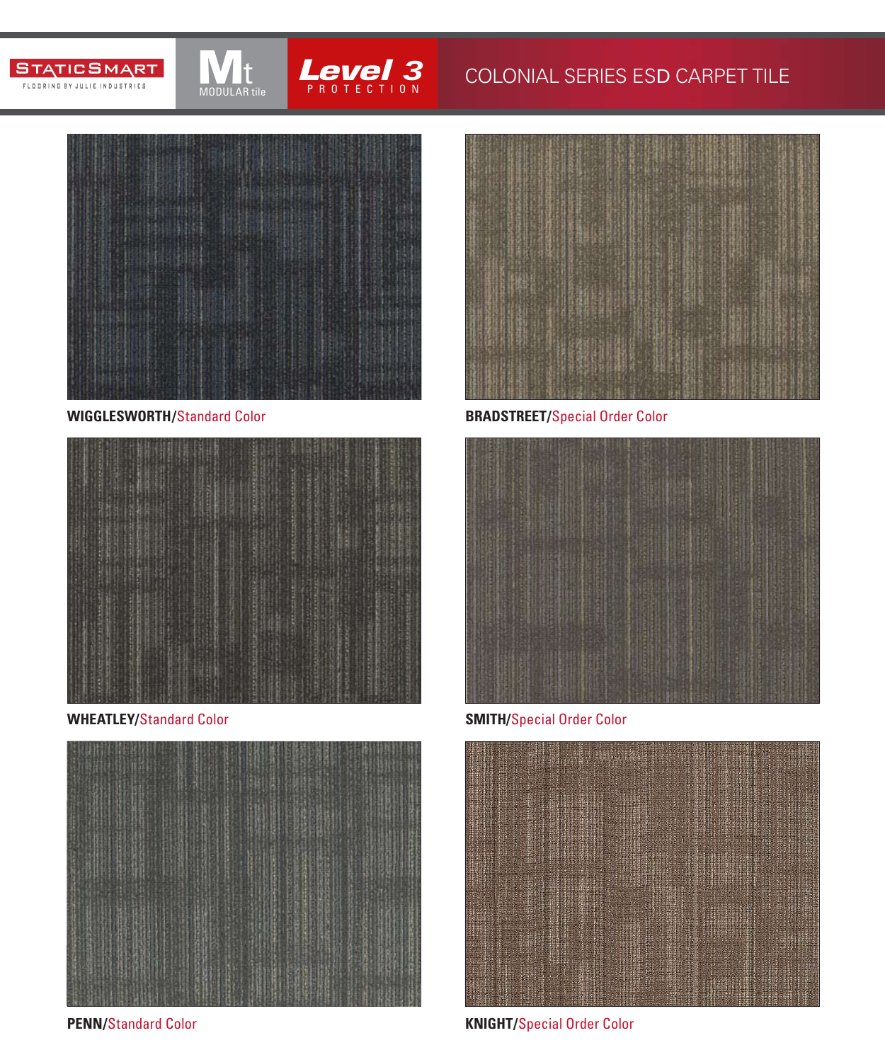STATICSMART FLOORING BY JULIE INDUSTRIES

Mt MODULAR tile

Level 3 PROTECTION

# COLONIAL SERIES ESD CARPET TILE

**WIGGLESWORTH/**Standard Color

**BRADSTREET/**Special Order Color

**WHEATLEY/**Standard Color

**SMITH/**Special Order Color

**PENN/**Standard Color

**KNIGHT/**Special Order Color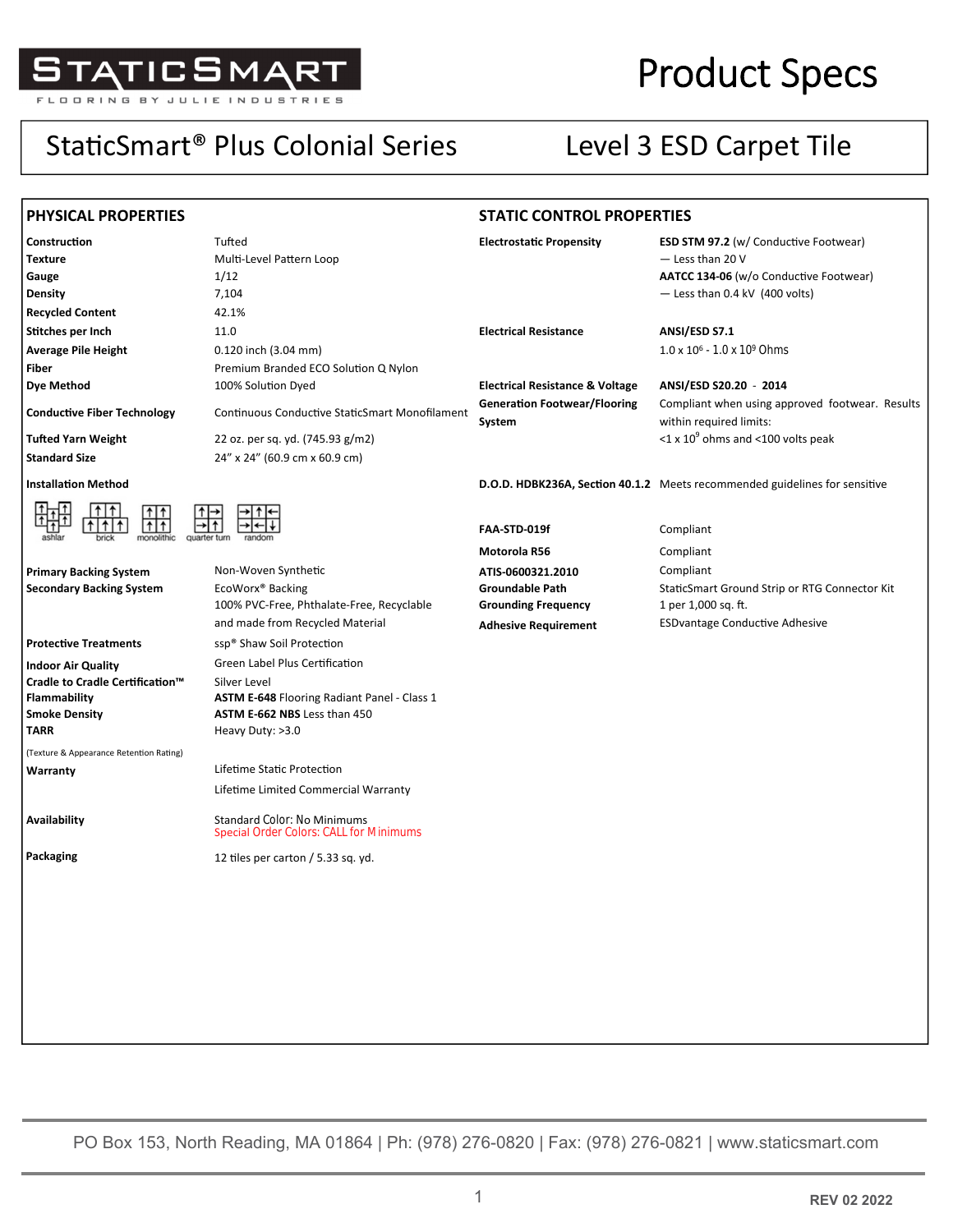# StaticSmart® Plus Colonial Series — Level 3 ESD Carpet Tile

## Product Specs

### PHYSICAL PROPERTIES

| | |
|---|---|
| **Construction** | Tufted |
| **Texture** | Multi-Level Pattern Loop |
| **Gauge** | 1/12 |
| **Density** | 7,104 |
| **Recycled Content** | 42.1% |
| **Stitches per Inch** | 11.0 |
| **Average Pile Height** | 0.120 inch (3.04 mm) |
| **Fiber** | Premium Branded ECO Solution Q Nylon |
| **Dye Method** | 100% Solution Dyed |
| **Conductive Fiber Technology** | Continuous Conductive StaticSmart Monofilament |
| **Tufted Yarn Weight** | 22 oz. per sq. yd. (745.93 g/m2) |
| **Standard Size** | 24" x 24" (60.9 cm x 60.9 cm) |
| **Installation Method** | ashlar, brick, monolithic, quarter turn, random |
| **Primary Backing System** | Non-Woven Synthetic |
| **Secondary Backing System** | EcoWorx® Backing<br>100% PVC-Free, Phthalate-Free, Recyclable and made from Recycled Material |
| **Protective Treatments** | ssp® Shaw Soil Protection |
| **Indoor Air Quality** | Green Label Plus Certification |
| **Cradle to Cradle Certification™** | Silver Level |
| **Flammability** | **ASTM E-648** Flooring Radiant Panel - Class 1 |
| **Smoke Density** | **ASTM E-662 NBS** Less than 450 |
| **TARR** (Texture & Appearance Retention Rating) | Heavy Duty: >3.0 |
| **Warranty** | Lifetime Static Protection<br>Lifetime Limited Commercial Warranty |
| **Availability** | Standard Color: No Minimums<br>Special Order Colors: CALL for Minimums |
| **Packaging** | 12 tiles per carton / 5.33 sq. yd. |

### STATIC CONTROL PROPERTIES

| | |
|---|---|
| **Electrostatic Propensity** | **ESD STM 97.2** (w/ Conductive Footwear) — Less than 20 V<br>**AATCC 134-06** (w/o Conductive Footwear) — Less than 0.4 kV (400 volts) |
| **Electrical Resistance** | **ANSI/ESD S7.1**<br>$1.0 \times 10^6$ - $1.0 \times 10^9$ Ohms |
| **Electrical Resistance & Voltage Generation Footwear/Flooring System** | **ANSI/ESD S20.20 - 2014**<br>Compliant when using approved footwear. Results within required limits: $<1 \times 10^9$ ohms and <100 volts peak |
| **D.O.D. HDBK236A, Section 40.1.2** | Meets recommended guidelines for sensitive |
| **FAA-STD-019f** | Compliant |
| **Motorola R56** | Compliant |
| **ATIS-0600321.2010** | Compliant |
| **Groundable Path** | StaticSmart Ground Strip or RTG Connector Kit |
| **Grounding Frequency** | 1 per 1,000 sq. ft. |
| **Adhesive Requirement** | ESDvantage Conductive Adhesive |

PO Box 153, North Reading, MA 01864 | Ph: (978) 276-0820 | Fax: (978) 276-0821 | www.staticsmart.com

REV 02 2022